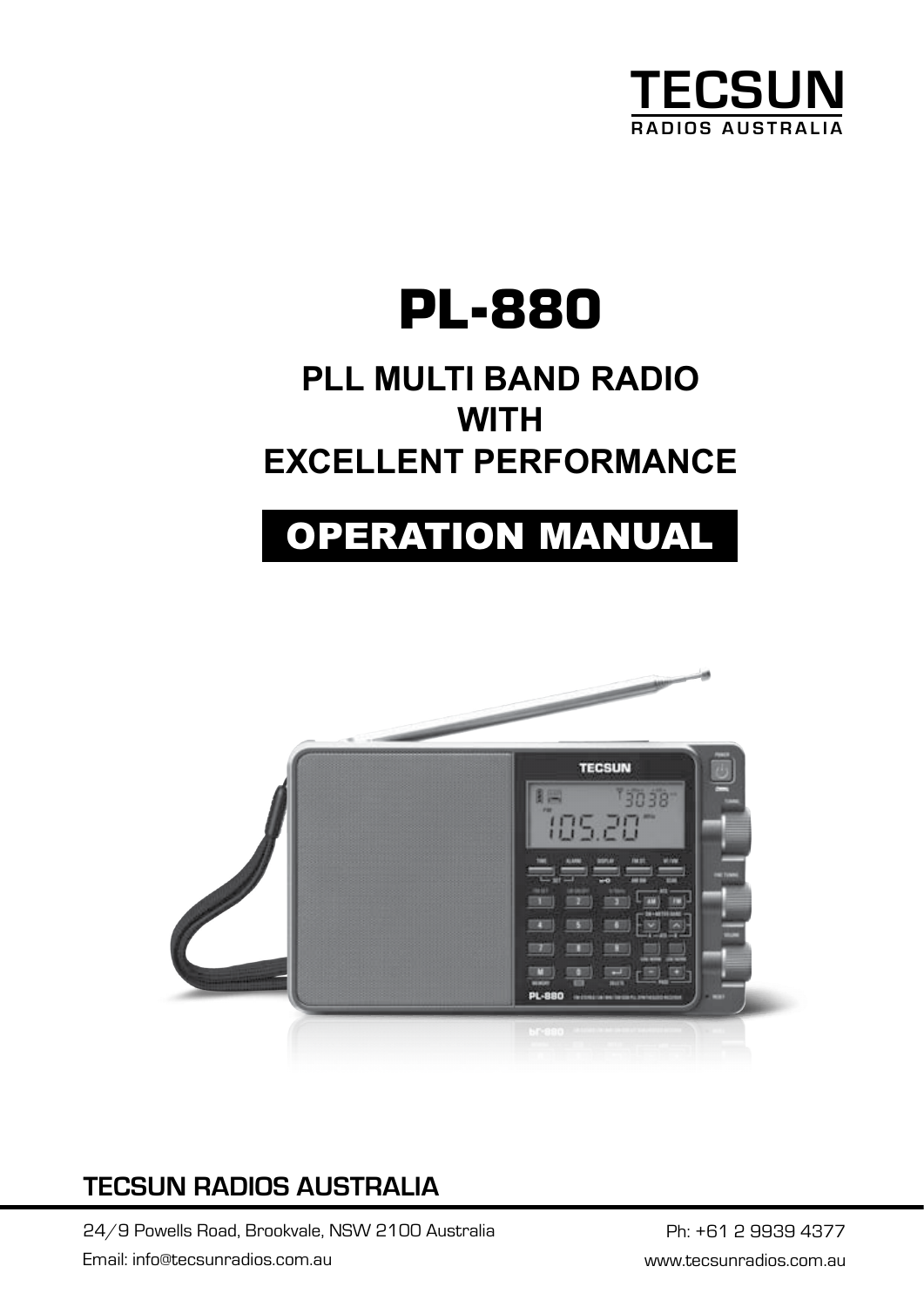TECSUN

RADIOS AUSTRALIA

# PL-880

## PLL MULTI BAND RADIO WITH EXCELLENT PERFORMANCE

## OPERATION MANUAL

**TECSUN RADIOS AUSTRALIA**

24/9 Powells Road, Brookvale, NSW 2100 Australia

Ph: +61 2 9939 4377

Email: info@tecsunradios.com.au

www.tecsunradios.com.au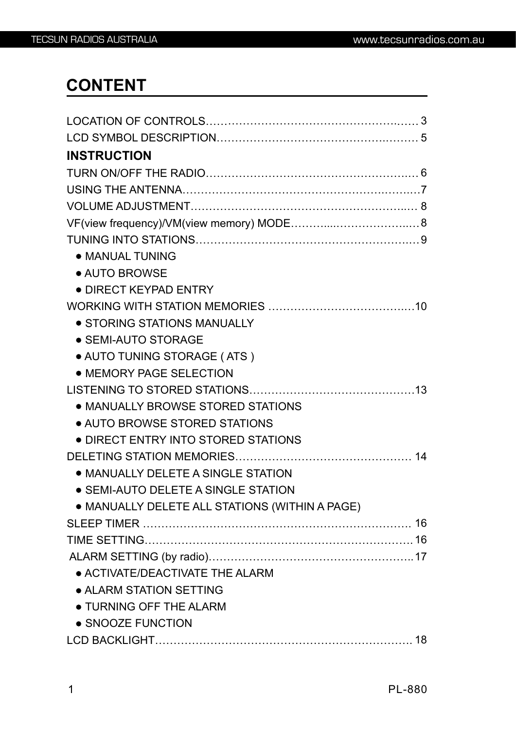# CONTENT

LOCATION OF CONTROLS……………………………………………… 3
LCD SYMBOL DESCRIPTION……………………………………………… 5

**INSTRUCTION**

TURN ON/OFF THE RADIO……………………………………………… 6
USING THE ANTENNA……………………………………………………7
VOLUME ADJUSTMENT…………………………………………………… 8
VF(view frequency)/VM(view memory) MODE………………………………8
TUNING INTO STATIONS……………………………………………………9

- MANUAL TUNING
- AUTO BROWSE
- DIRECT KEYPAD ENTRY

WORKING WITH STATION MEMORIES …………………………………10

- STORING STATIONS MANUALLY
- SEMI-AUTO STORAGE
- AUTO TUNING STORAGE ( ATS )
- MEMORY PAGE SELECTION

LISTENING TO STORED STATIONS…………………………………………13

- MANUALLY BROWSE STORED STATIONS
- AUTO BROWSE STORED STATIONS
- DIRECT ENTRY INTO STORED STATIONS

DELETING STATION MEMORIES………………………………………… 14

- MANUALLY DELETE A SINGLE STATION
- SEMI-AUTO DELETE A SINGLE STATION
- MANUALLY DELETE ALL STATIONS (WITHIN A PAGE)

SLEEP TIMER ……………………………………………………………… 16
TIME SETTING………………………………………………………………16
ALARM SETTING (by radio)………………………………………………..17

- ACTIVATE/DEACTIVATE THE ALARM
- ALARM STATION SETTING
- TURNING OFF THE ALARM
- SNOOZE FUNCTION

LCD BACKLIGHT…………………………………………………………… 18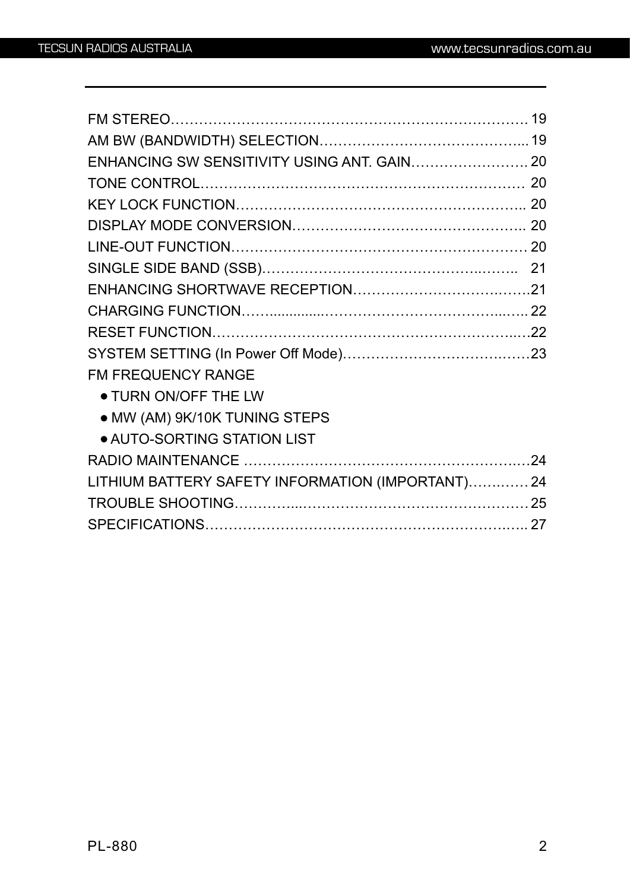FM STEREO……………………………………………………………………. 19
AM BW (BANDWIDTH) SELECTION……………………………………..... 19
ENHANCING SW SENSITIVITY USING ANT. GAIN……………………. 20
TONE CONTROL…………………………………………………………… 20
KEY LOCK FUNCTION…………………………………………………….. 20
DISPLAY MODE CONVERSION………………………………………….. 20
LINE-OUT FUNCTION……………………………………………………… 20
SINGLE SIDE BAND (SSB)………………………………………..…….. 21
ENHANCING SHORTWAVE RECEPTION……………………………….21
CHARGING FUNCTION……............………………………………...….. 22
RESET FUNCTION………………………………………………………..…22
SYSTEM SETTING (In Power Off Mode)…………………………………23
FM FREQUENCY RANGE

- TURN ON/OFF THE LW
- MW (AM) 9K/10K TUNING STEPS
- AUTO-SORTING STATION LIST

RADIO MAINTENANCE ……………………………………………………24
LITHIUM BATTERY SAFETY INFORMATION (IMPORTANT)………… 24
TROUBLE SHOOTING…………..………………………………………… 25
SPECIFICATIONS…………………………………………………………….. 27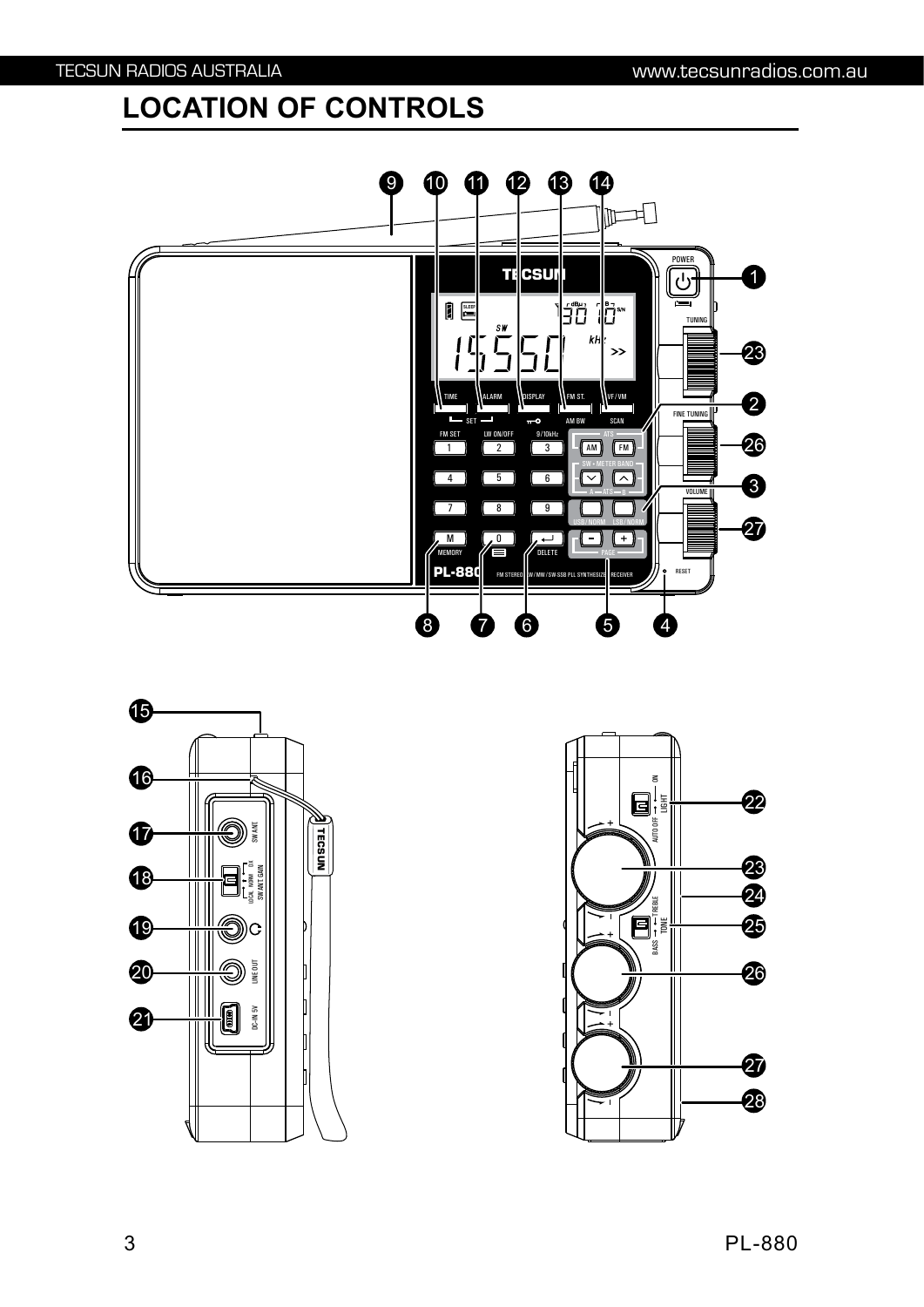# LOCATION OF CONTROLS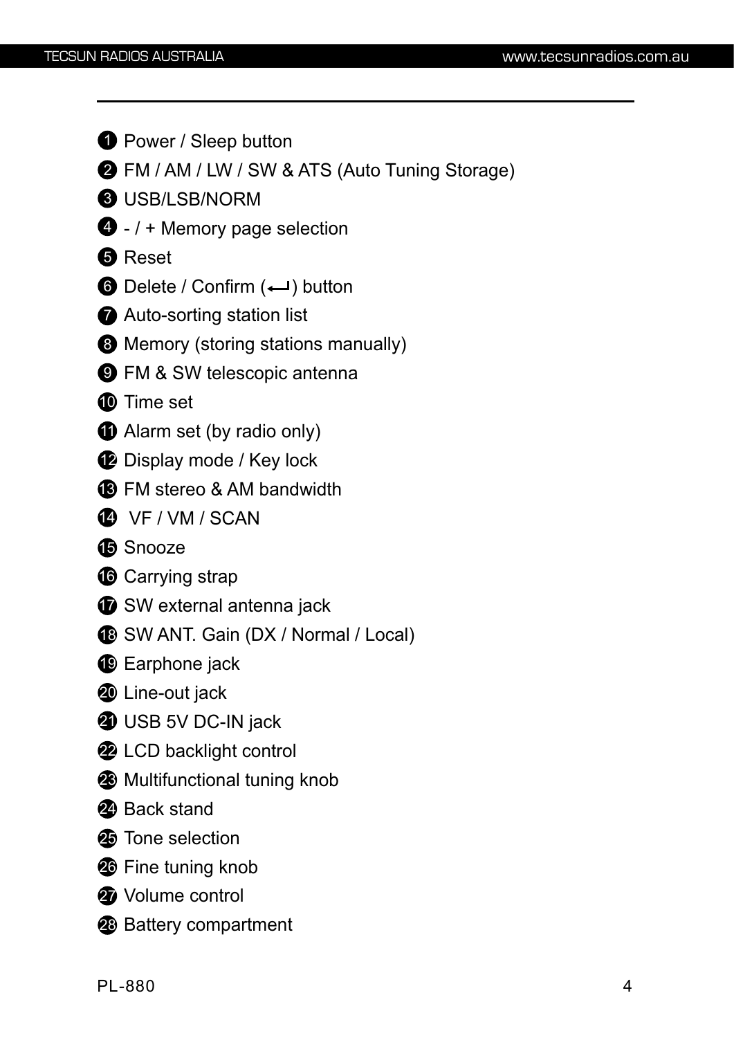1. Power / Sleep button
2. FM / AM / LW / SW & ATS (Auto Tuning Storage)
3. USB/LSB/NORM
4. - / + Memory page selection
5. Reset
6. Delete / Confirm (↵) button
7. Auto-sorting station list
8. Memory (storing stations manually)
9. FM & SW telescopic antenna
10. Time set
11. Alarm set (by radio only)
12. Display mode / Key lock
13. FM stereo & AM bandwidth
14. VF / VM / SCAN
15. Snooze
16. Carrying strap
17. SW external antenna jack
18. SW ANT. Gain (DX / Normal / Local)
19. Earphone jack
20. Line-out jack
21. USB 5V DC-IN jack
22. LCD backlight control
23. Multifunctional tuning knob
24. Back stand
25. Tone selection
26. Fine tuning knob
27. Volume control
28. Battery compartment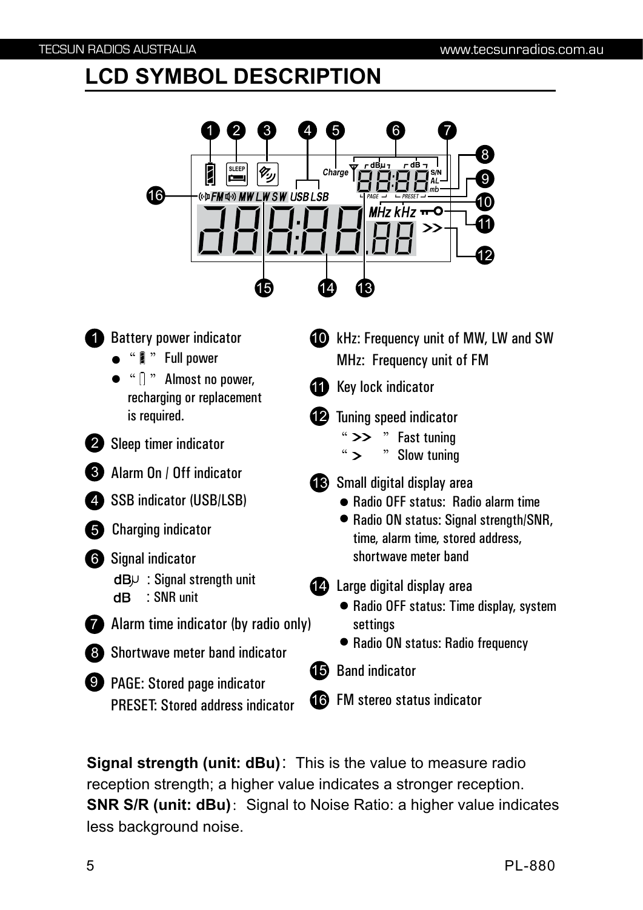## LCD SYMBOL DESCRIPTION

1. Battery power indicator
   - " ▮ " Full power
   - " ▯ " Almost no power, recharging or replacement is required.
2. Sleep timer indicator
3. Alarm On / Off indicator
4. SSB indicator (USB/LSB)
5. Charging indicator
6. Signal indicator
   dBμ : Signal strength unit
   dB : SNR unit
7. Alarm time indicator (by radio only)
8. Shortwave meter band indicator
9. PAGE: Stored page indicator
   PRESET: Stored address indicator
10. kHz: Frequency unit of MW, LW and SW
    MHz: Frequency unit of FM
11. Key lock indicator
12. Tuning speed indicator
    " >> " Fast tuning
    " > " Slow tuning
13. Small digital display area
    - Radio OFF status: Radio alarm time
    - Radio ON status: Signal strength/SNR, time, alarm time, stored address, shortwave meter band
14. Large digital display area
    - Radio OFF status: Time display, system settings
    - Radio ON status: Radio frequency
15. Band indicator
16. FM stereo status indicator

**Signal strength (unit: dBu)**: This is the value to measure radio reception strength; a higher value indicates a stronger reception.
**SNR S/R (unit: dBu)**: Signal to Noise Ratio: a higher value indicates less background noise.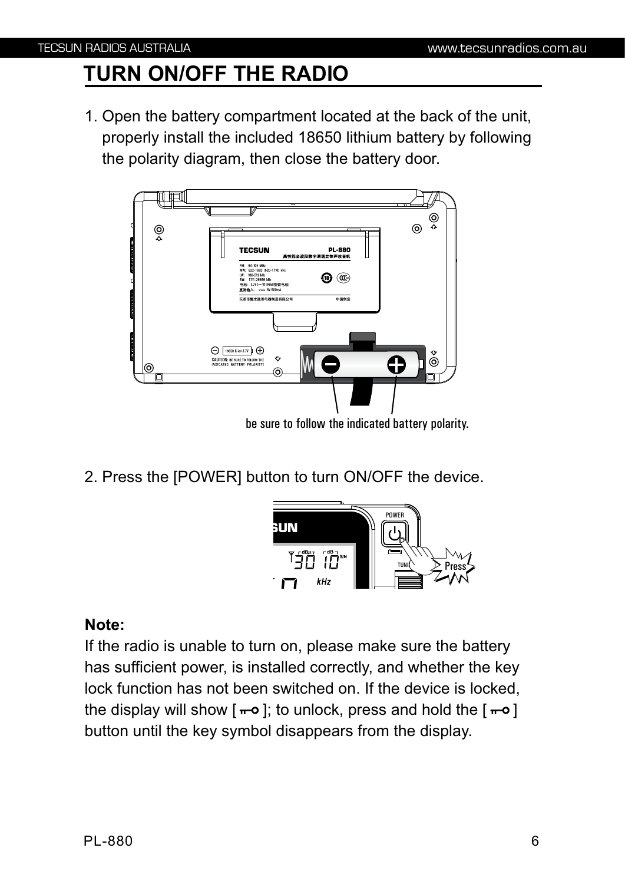# TURN ON/OFF THE RADIO

1. Open the battery compartment located at the back of the unit, properly install the included 18650 lithium battery by following the polarity diagram, then close the battery door.

be sure to follow the indicated battery polarity.

2. Press the [POWER] button to turn ON/OFF the device.

**Note:**
If the radio is unable to turn on, please make sure the battery has sufficient power, is installed correctly, and whether the key lock function has not been switched on. If the device is locked, the display will show [ ⊸ ]; to unlock, press and hold the [ ⊸ ] button until the key symbol disappears from the display.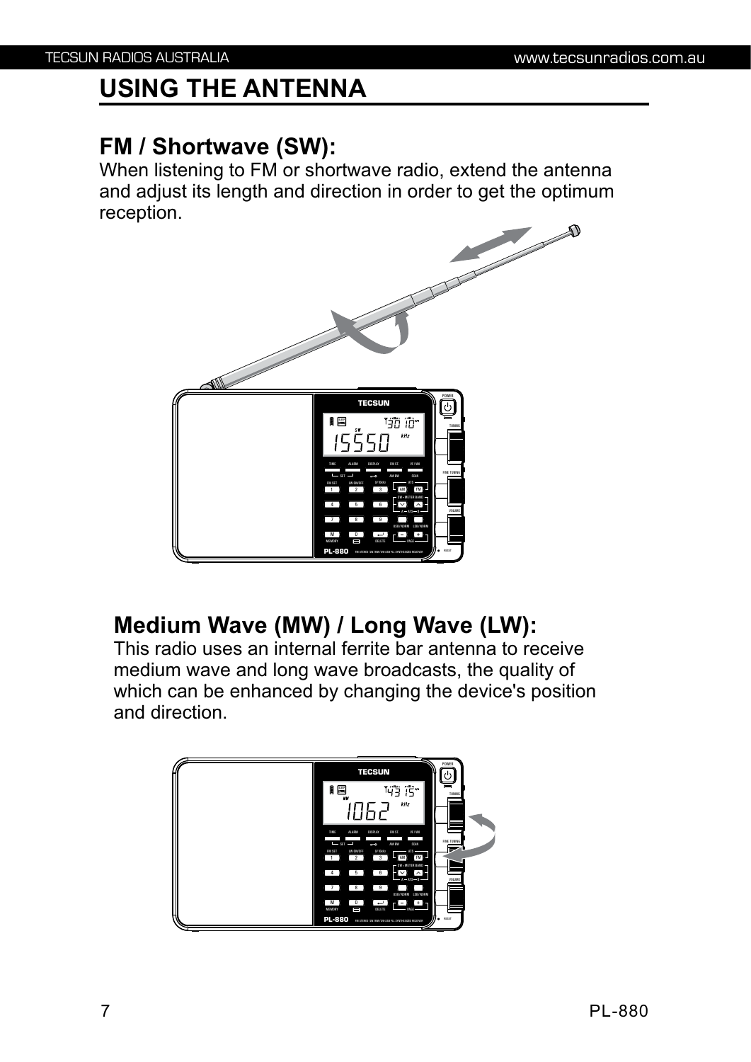# USING THE ANTENNA

## FM / Shortwave (SW):

When listening to FM or shortwave radio, extend the antenna and adjust its length and direction in order to get the optimum reception.

## Medium Wave (MW) / Long Wave (LW):

This radio uses an internal ferrite bar antenna to receive medium wave and long wave broadcasts, the quality of which can be enhanced by changing the device's position and direction.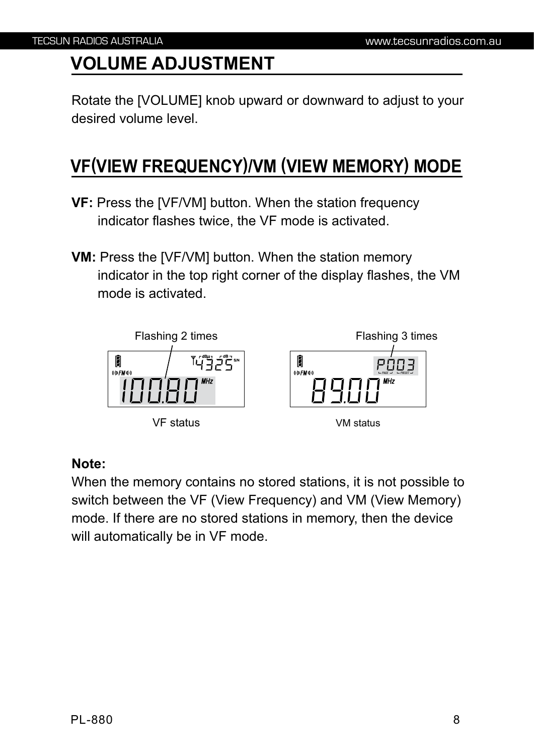## VOLUME ADJUSTMENT

Rotate the [VOLUME] knob upward or downward to adjust to your desired volume level.

## VF(VIEW FREQUENCY)/VM (VIEW MEMORY) MODE

**VF:** Press the [VF/VM] button. When the station frequency indicator flashes twice, the VF mode is activated.

**VM:** Press the [VF/VM] button. When the station memory indicator in the top right corner of the display flashes, the VM mode is activated.

Flashing 2 times

Flashing 3 times

VF status

VM status

**Note:**
When the memory contains no stored stations, it is not possible to switch between the VF (View Frequency) and VM (View Memory) mode. If there are no stored stations in memory, then the device will automatically be in VF mode.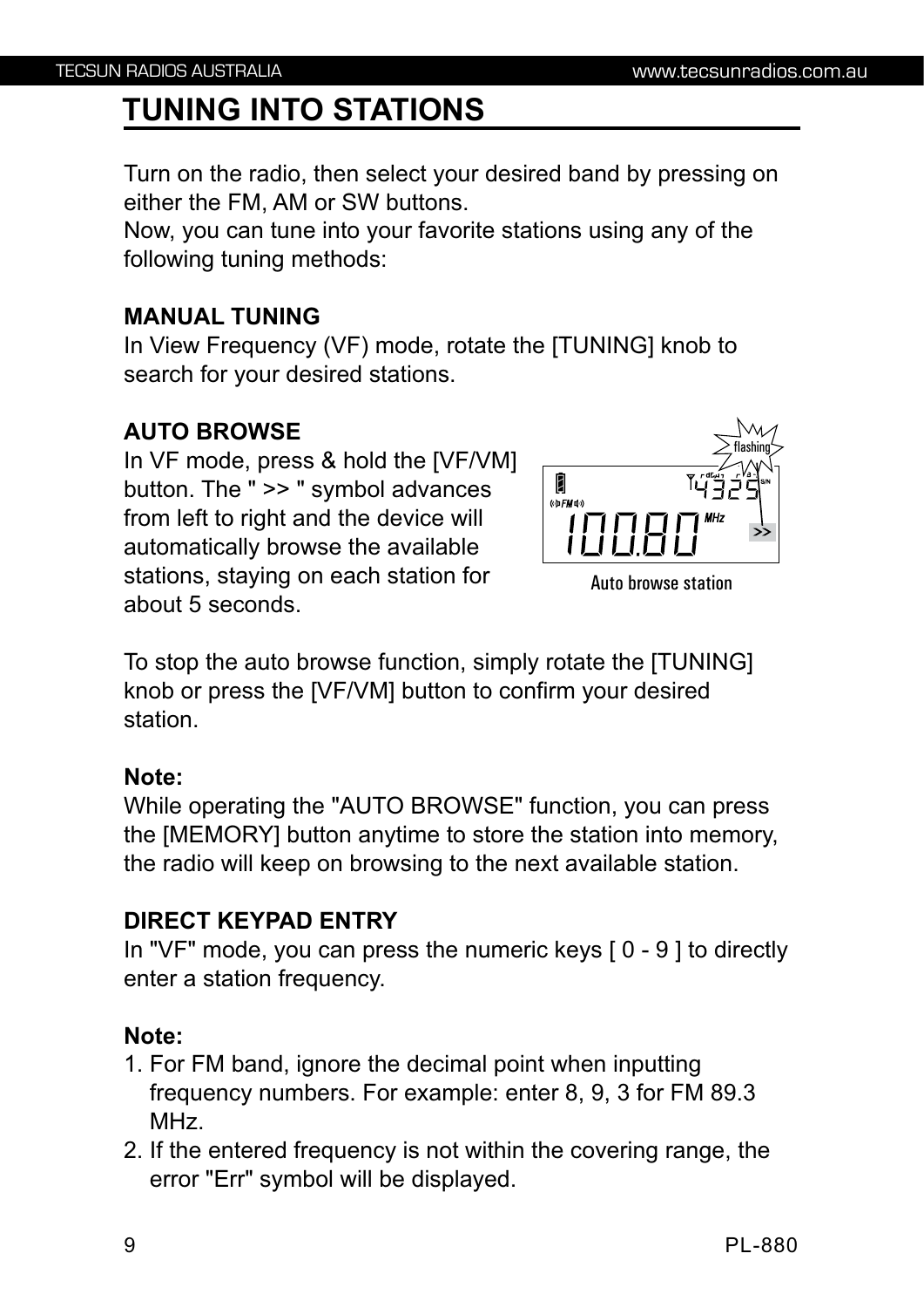# TUNING INTO STATIONS

Turn on the radio, then select your desired band by pressing on either the FM, AM or SW buttons.
Now, you can tune into your favorite stations using any of the following tuning methods:

**MANUAL TUNING**
In View Frequency (VF) mode, rotate the [TUNING] knob to search for your desired stations.

**AUTO BROWSE**
In VF mode, press & hold the [VF/VM] button. The " >> " symbol advances from left to right and the device will automatically browse the available stations, staying on each station for about 5 seconds.

Auto browse station

To stop the auto browse function, simply rotate the [TUNING] knob or press the [VF/VM] button to confirm your desired station.

**Note:**
While operating the "AUTO BROWSE" function, you can press the [MEMORY] button anytime to store the station into memory, the radio will keep on browsing to the next available station.

**DIRECT KEYPAD ENTRY**
In "VF" mode, you can press the numeric keys [ 0 - 9 ] to directly enter a station frequency.

**Note:**

1. For FM band, ignore the decimal point when inputting frequency numbers. For example: enter 8, 9, 3 for FM 89.3 MHz.
2. If the entered frequency is not within the covering range, the error "Err" symbol will be displayed.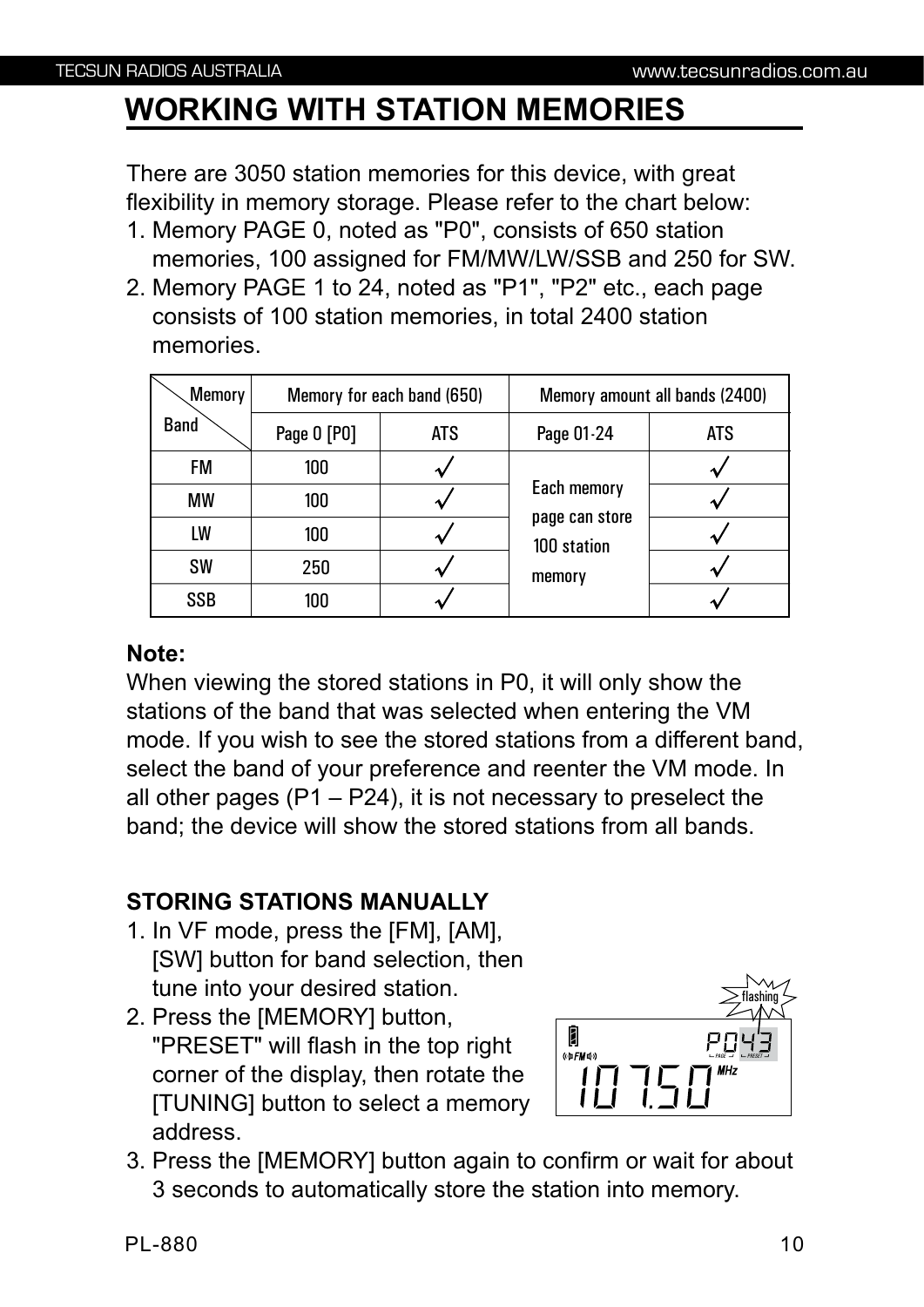# WORKING WITH STATION MEMORIES

There are 3050 station memories for this device, with great flexibility in memory storage. Please refer to the chart below:

1. Memory PAGE 0, noted as "P0", consists of 650 station memories, 100 assigned for FM/MW/LW/SSB and 250 for SW.
2. Memory PAGE 1 to 24, noted as "P1", "P2" etc., each page consists of 100 station memories, in total 2400 station memories.

| Band \ Memory | Memory for each band (650) | | Memory amount all bands (2400) | |
|---|---|---|---|---|
| | Page 0 [P0] | ATS | Page 01-24 | ATS |
| FM | 100 | √ | Each memory page can store 100 station memory | √ |
| MW | 100 | √ | | √ |
| LW | 100 | √ | | √ |
| SW | 250 | √ | | √ |
| SSB | 100 | √ | | √ |

**Note:**
When viewing the stored stations in P0, it will only show the stations of the band that was selected when entering the VM mode. If you wish to see the stored stations from a different band, select the band of your preference and reenter the VM mode. In all other pages (P1 – P24), it is not necessary to preselect the band; the device will show the stored stations from all bands.

**STORING STATIONS MANUALLY**

1. In VF mode, press the [FM], [AM], [SW] button for band selection, then tune into your desired station.
2. Press the [MEMORY] button, "PRESET" will flash in the top right corner of the display, then rotate the [TUNING] button to select a memory address.
3. Press the [MEMORY] button again to confirm or wait for about 3 seconds to automatically store the station into memory.

flashing

P043
FM
107.50 MHz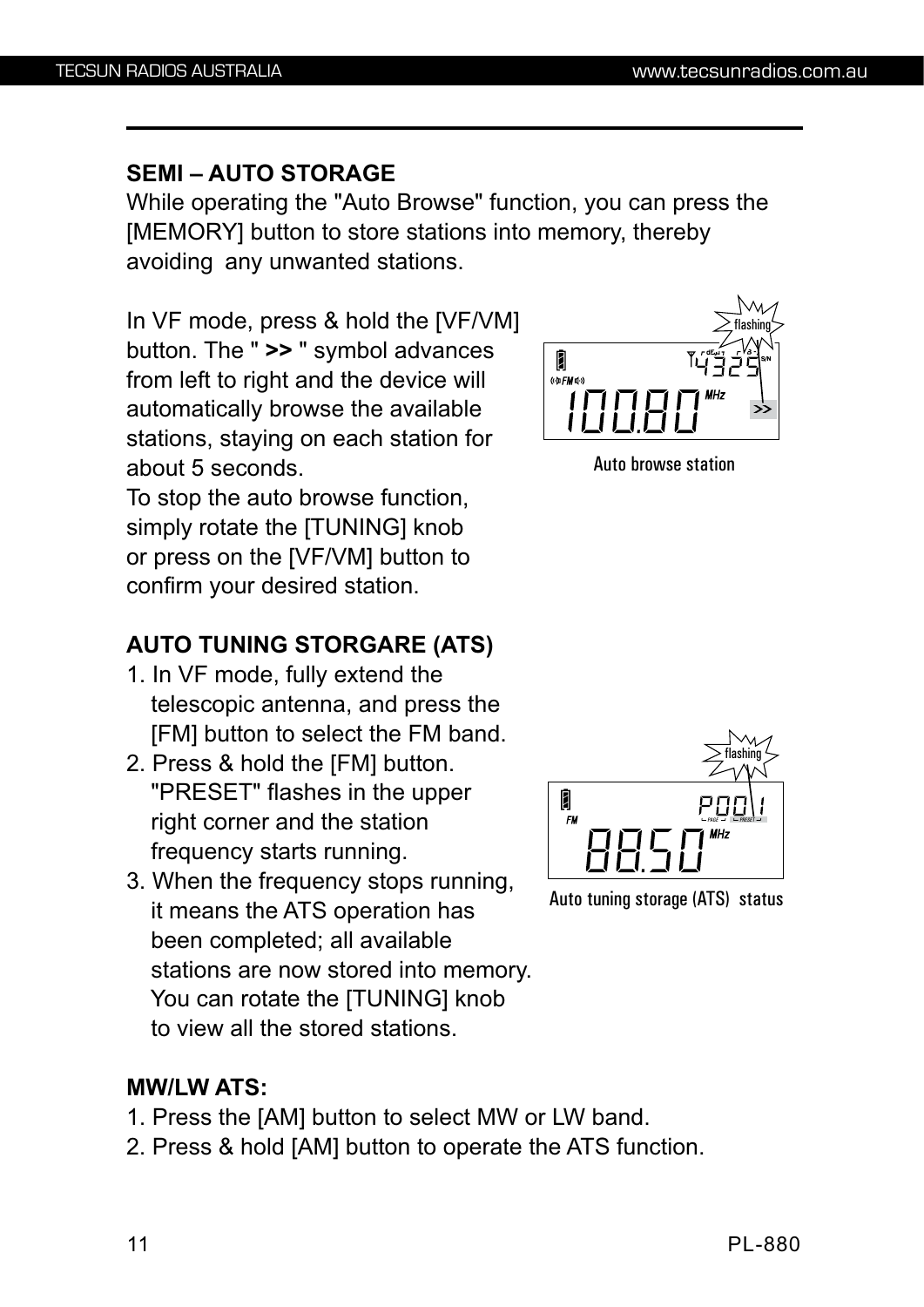## SEMI – AUTO STORAGE

While operating the "Auto Browse" function, you can press the [MEMORY] button to store stations into memory, thereby avoiding any unwanted stations.

In VF mode, press & hold the [VF/VM] button. The " **>>** " symbol advances from left to right and the device will automatically browse the available stations, staying on each station for about 5 seconds.
To stop the auto browse function, simply rotate the [TUNING] knob or press on the [VF/VM] button to confirm your desired station.

Auto browse station

## AUTO TUNING STORGARE (ATS)

1. In VF mode, fully extend the telescopic antenna, and press the [FM] button to select the FM band.
2. Press & hold the [FM] button. "PRESET" flashes in the upper right corner and the station frequency starts running.
3. When the frequency stops running, it means the ATS operation has been completed; all available stations are now stored into memory. You can rotate the [TUNING] knob to view all the stored stations.

Auto tuning storage (ATS) status

## MW/LW ATS:

1. Press the [AM] button to select MW or LW band.
2. Press & hold [AM] button to operate the ATS function.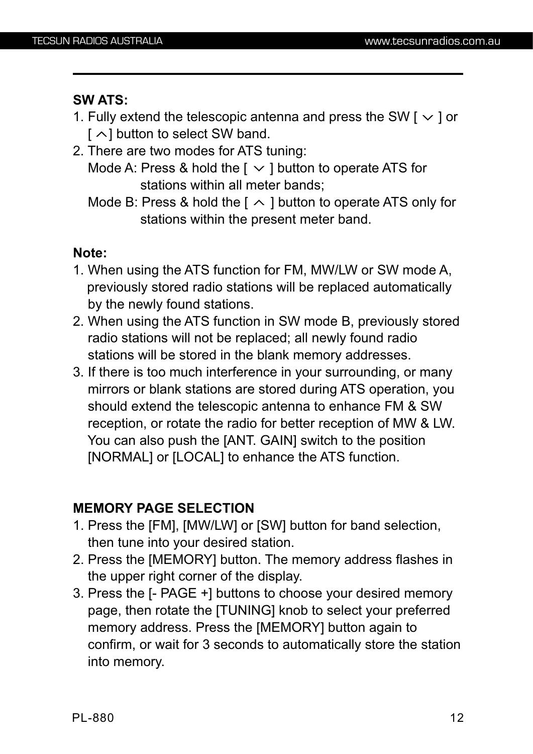**SW ATS:**

1. Fully extend the telescopic antenna and press the SW [ ∨ ] or [ ∧] button to select SW band.
2. There are two modes for ATS tuning:
   Mode A: Press & hold the [ ∨ ] button to operate ATS for stations within all meter bands;
   Mode B: Press & hold the [ ∧ ] button to operate ATS only for stations within the present meter band.

**Note:**

1. When using the ATS function for FM, MW/LW or SW mode A, previously stored radio stations will be replaced automatically by the newly found stations.
2. When using the ATS function in SW mode B, previously stored radio stations will not be replaced; all newly found radio stations will be stored in the blank memory addresses.
3. If there is too much interference in your surrounding, or many mirrors or blank stations are stored during ATS operation, you should extend the telescopic antenna to enhance FM & SW reception, or rotate the radio for better reception of MW & LW. You can also push the [ANT. GAIN] switch to the position [NORMAL] or [LOCAL] to enhance the ATS function.

**MEMORY PAGE SELECTION**

1. Press the [FM], [MW/LW] or [SW] button for band selection, then tune into your desired station.
2. Press the [MEMORY] button. The memory address flashes in the upper right corner of the display.
3. Press the [- PAGE +] buttons to choose your desired memory page, then rotate the [TUNING] knob to select your preferred memory address. Press the [MEMORY] button again to confirm, or wait for 3 seconds to automatically store the station into memory.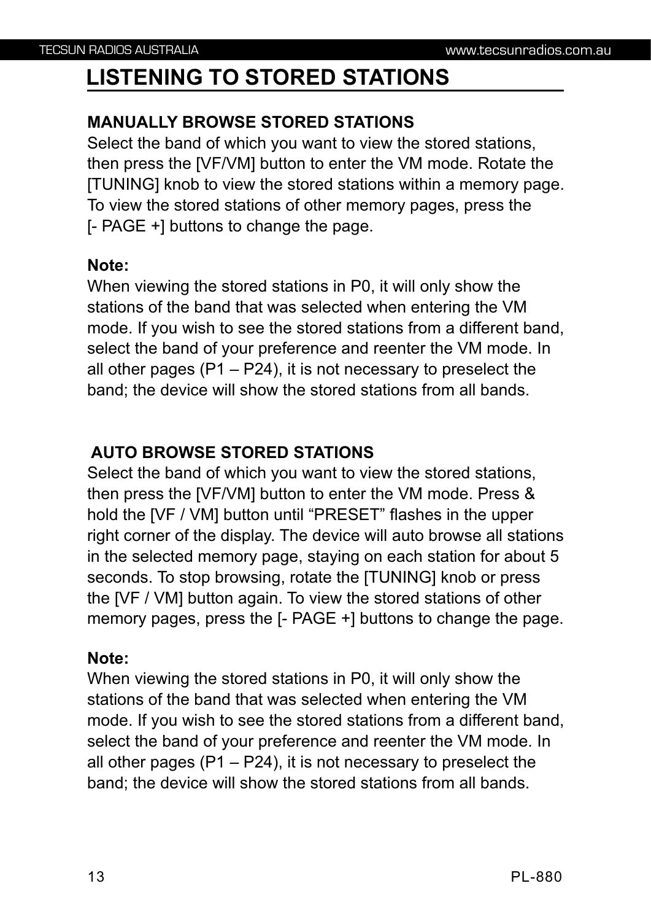# LISTENING TO STORED STATIONS

### MANUALLY BROWSE STORED STATIONS

Select the band of which you want to view the stored stations, then press the [VF/VM] button to enter the VM mode. Rotate the [TUNING] knob to view the stored stations within a memory page. To view the stored stations of other memory pages, press the [- PAGE +] buttons to change the page.

**Note:**
When viewing the stored stations in P0, it will only show the stations of the band that was selected when entering the VM mode. If you wish to see the stored stations from a different band, select the band of your preference and reenter the VM mode. In all other pages (P1 – P24), it is not necessary to preselect the band; the device will show the stored stations from all bands.

### AUTO BROWSE STORED STATIONS

Select the band of which you want to view the stored stations, then press the [VF/VM] button to enter the VM mode. Press & hold the [VF / VM] button until “PRESET” flashes in the upper right corner of the display. The device will auto browse all stations in the selected memory page, staying on each station for about 5 seconds. To stop browsing, rotate the [TUNING] knob or press the [VF / VM] button again. To view the stored stations of other memory pages, press the [- PAGE +] buttons to change the page.

**Note:**
When viewing the stored stations in P0, it will only show the stations of the band that was selected when entering the VM mode. If you wish to see the stored stations from a different band, select the band of your preference and reenter the VM mode. In all other pages (P1 – P24), it is not necessary to preselect the band; the device will show the stored stations from all bands.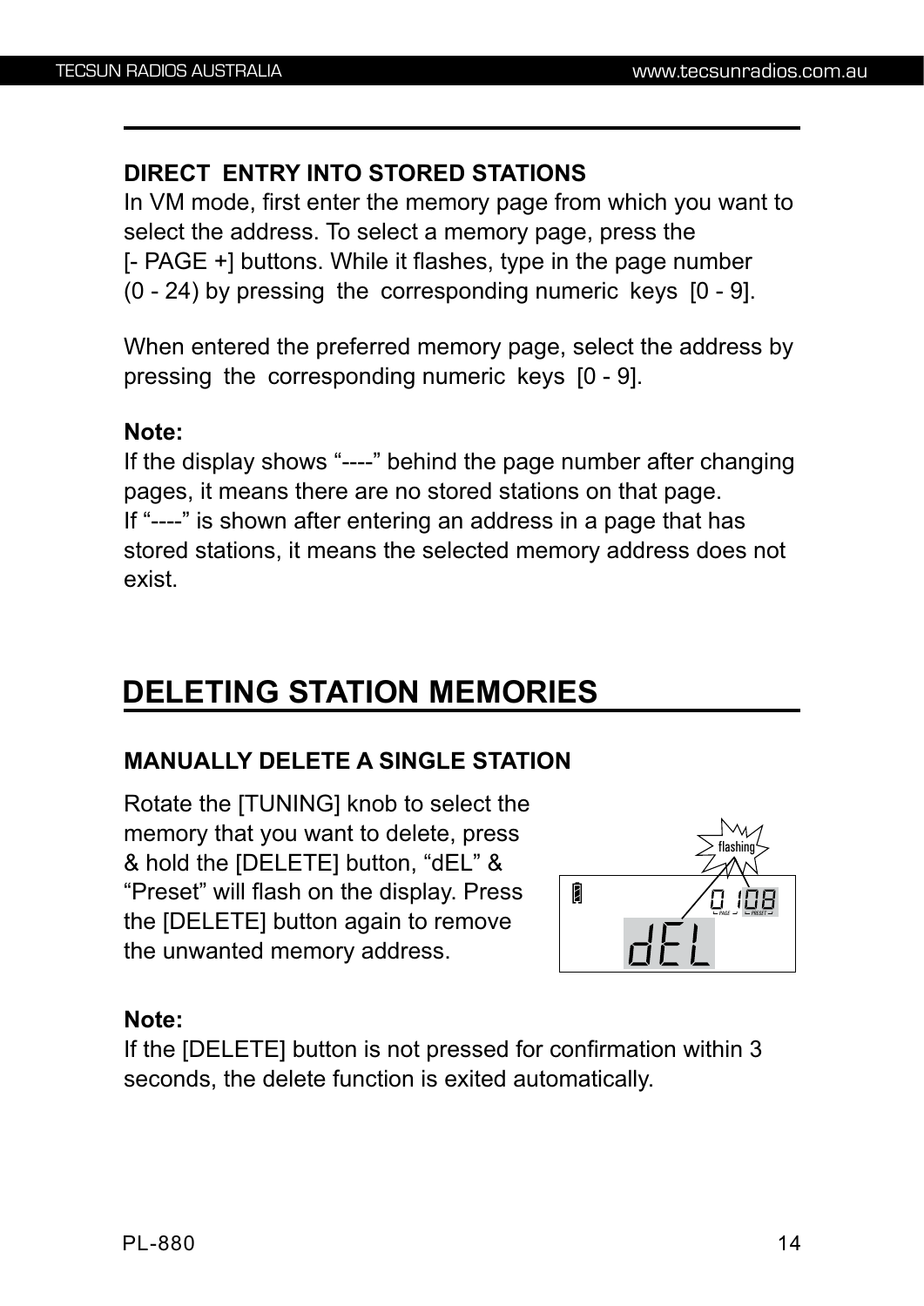### DIRECT ENTRY INTO STORED STATIONS

In VM mode, first enter the memory page from which you want to select the address. To select a memory page, press the [- PAGE +] buttons. While it flashes, type in the page number (0 - 24) by pressing the corresponding numeric keys [0 - 9].

When entered the preferred memory page, select the address by pressing the corresponding numeric keys [0 - 9].

**Note:**
If the display shows "----" behind the page number after changing pages, it means there are no stored stations on that page.
If "----" is shown after entering an address in a page that has stored stations, it means the selected memory address does not exist.

## DELETING STATION MEMORIES

### MANUALLY DELETE A SINGLE STATION

Rotate the [TUNING] knob to select the memory that you want to delete, press & hold the [DELETE] button, "dEL" & "Preset" will flash on the display. Press the [DELETE] button again to remove the unwanted memory address.

**Note:**
If the [DELETE] button is not pressed for confirmation within 3 seconds, the delete function is exited automatically.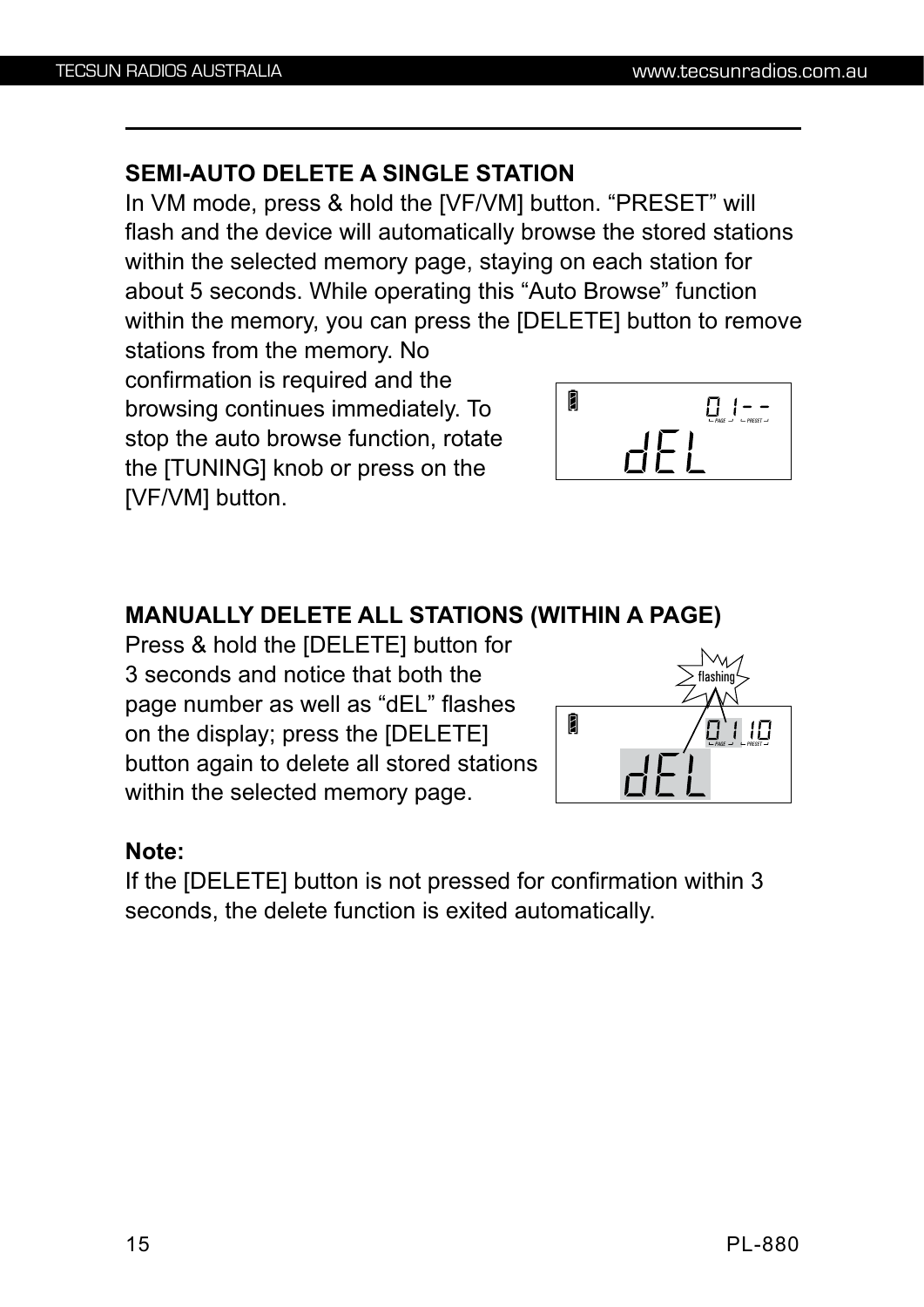## SEMI-AUTO DELETE A SINGLE STATION

In VM mode, press & hold the [VF/VM] button. “PRESET” will flash and the device will automatically browse the stored stations within the selected memory page, staying on each station for about 5 seconds. While operating this “Auto Browse” function within the memory, you can press the [DELETE] button to remove stations from the memory. No confirmation is required and the browsing continues immediately. To stop the auto browse function, rotate the [TUNING] knob or press on the [VF/VM] button.

## MANUALLY DELETE ALL STATIONS (WITHIN A PAGE)

Press & hold the [DELETE] button for 3 seconds and notice that both the page number as well as “dEL” flashes on the display; press the [DELETE] button again to delete all stored stations within the selected memory page.

**Note:**

If the [DELETE] button is not pressed for confirmation within 3 seconds, the delete function is exited automatically.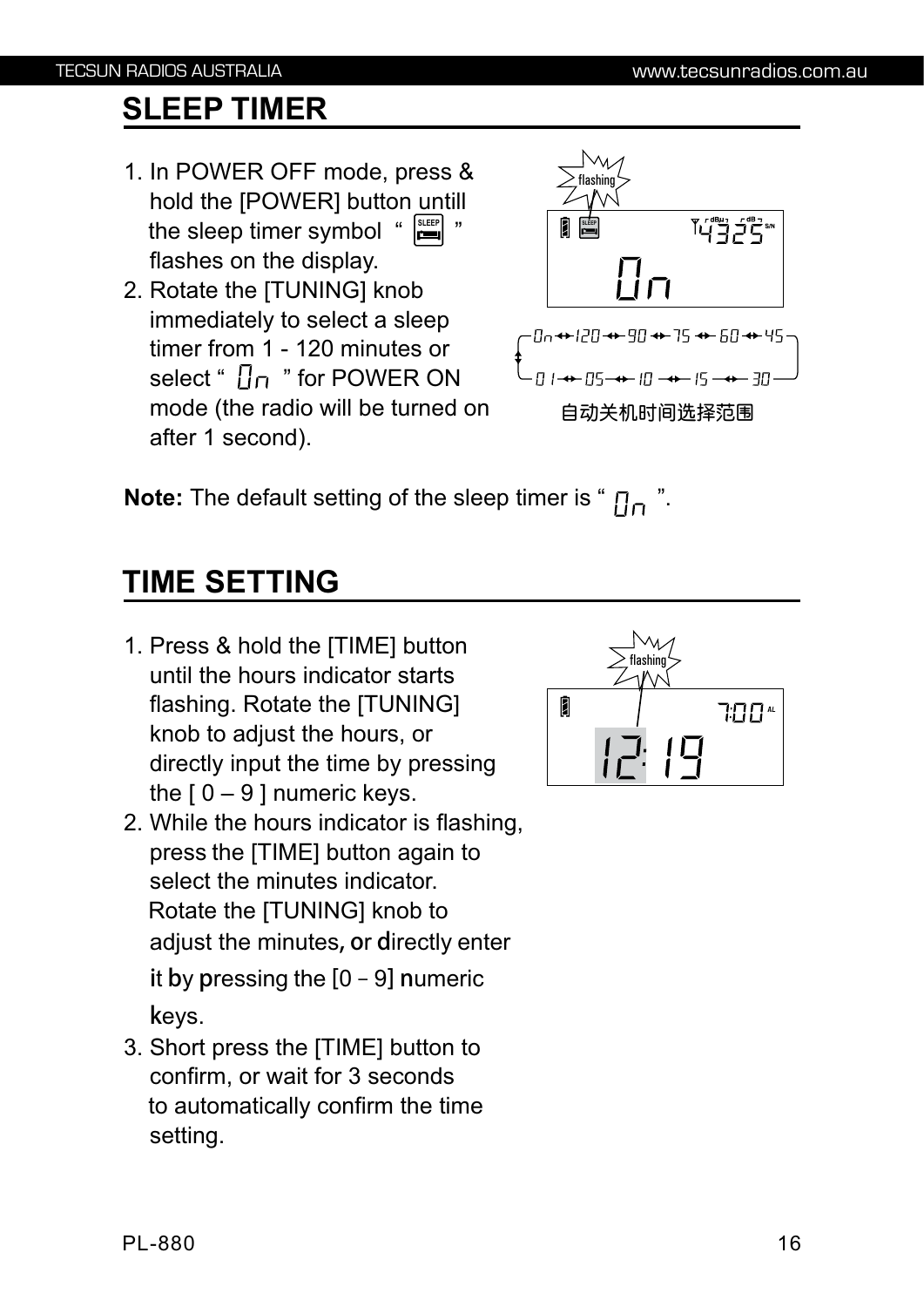## SLEEP TIMER

1. In POWER OFF mode, press & hold the [POWER] button untill the sleep timer symbol " SLEEP " flashes on the display.
2. Rotate the [TUNING] knob immediately to select a sleep timer from 1 - 120 minutes or select " On " for POWER ON mode (the radio will be turned on after 1 second).

On ↔ 120 ↔ 90 ↔ 75 ↔ 60 ↔ 45 ↔ 30 ↔ 15 ↔ 10 ↔ 05 ↔ 01

自动关机时间选择范围

**Note:** The default setting of the sleep timer is " On ".

## TIME SETTING

1. Press & hold the [TIME] button until the hours indicator starts flashing. Rotate the [TUNING] knob to adjust the hours, or directly input the time by pressing the [ 0 – 9 ] numeric keys.
2. While the hours indicator is flashing, press the [TIME] button again to select the minutes indicator. Rotate the [TUNING] knob to adjust the minutes, or directly enter it by pressing the [0 – 9] numeric keys.
3. Short press the [TIME] button to confirm, or wait for 3 seconds to automatically confirm the time setting.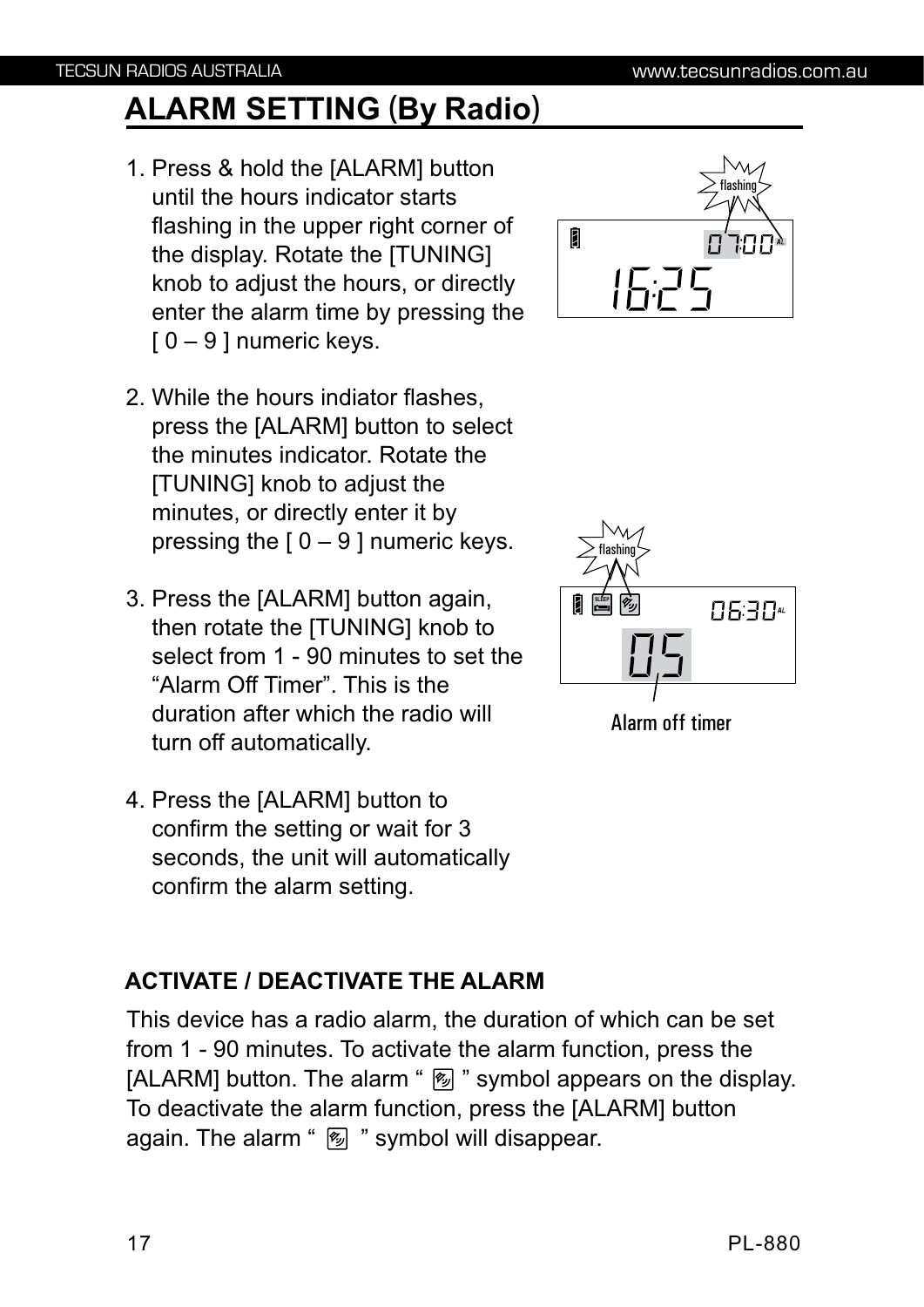## ALARM SETTING (By Radio)

1. Press & hold the [ALARM] button until the hours indicator starts flashing in the upper right corner of the display. Rotate the [TUNING] knob to adjust the hours, or directly enter the alarm time by pressing the [ 0 – 9 ] numeric keys.

2. While the hours indiator flashes, press the [ALARM] button to select the minutes indicator. Rotate the [TUNING] knob to adjust the minutes, or directly enter it by pressing the [ 0 – 9 ] numeric keys.

3. Press the [ALARM] button again, then rotate the [TUNING] knob to select from 1 - 90 minutes to set the “Alarm Off Timer”. This is the duration after which the radio will turn off automatically.

4. Press the [ALARM] button to confirm the setting or wait for 3 seconds, the unit will automatically confirm the alarm setting.

Alarm off timer

### ACTIVATE / DEACTIVATE THE ALARM

This device has a radio alarm, the duration of which can be set from 1 - 90 minutes. To activate the alarm function, press the [ALARM] button. The alarm “ ” symbol appears on the display. To deactivate the alarm function, press the [ALARM] button again. The alarm “ ” symbol will disappear.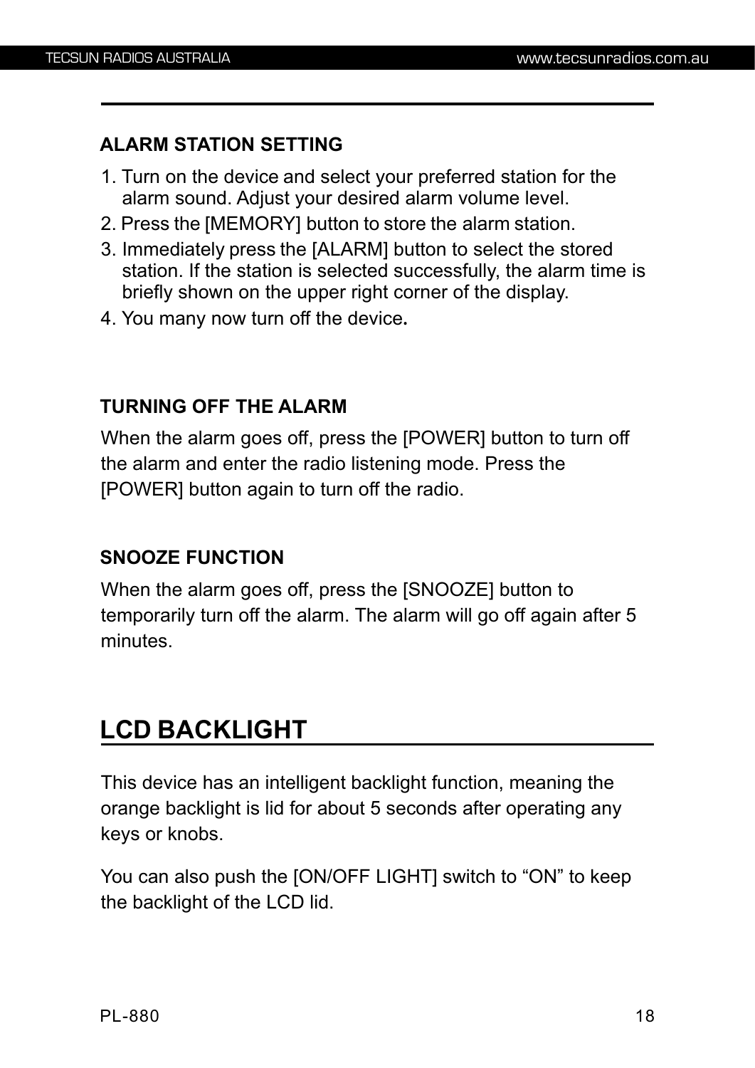### ALARM STATION SETTING

1. Turn on the device and select your preferred station for the alarm sound. Adjust your desired alarm volume level.
2. Press the [MEMORY] button to store the alarm station.
3. Immediately press the [ALARM] button to select the stored station. If the station is selected successfully, the alarm time is briefly shown on the upper right corner of the display.
4. You many now turn off the device.

### TURNING OFF THE ALARM

When the alarm goes off, press the [POWER] button to turn off the alarm and enter the radio listening mode. Press the [POWER] button again to turn off the radio.

### SNOOZE FUNCTION

When the alarm goes off, press the [SNOOZE] button to temporarily turn off the alarm. The alarm will go off again after 5 minutes.

## LCD BACKLIGHT

This device has an intelligent backlight function, meaning the orange backlight is lid for about 5 seconds after operating any keys or knobs.

You can also push the [ON/OFF LIGHT] switch to "ON" to keep the backlight of the LCD lid.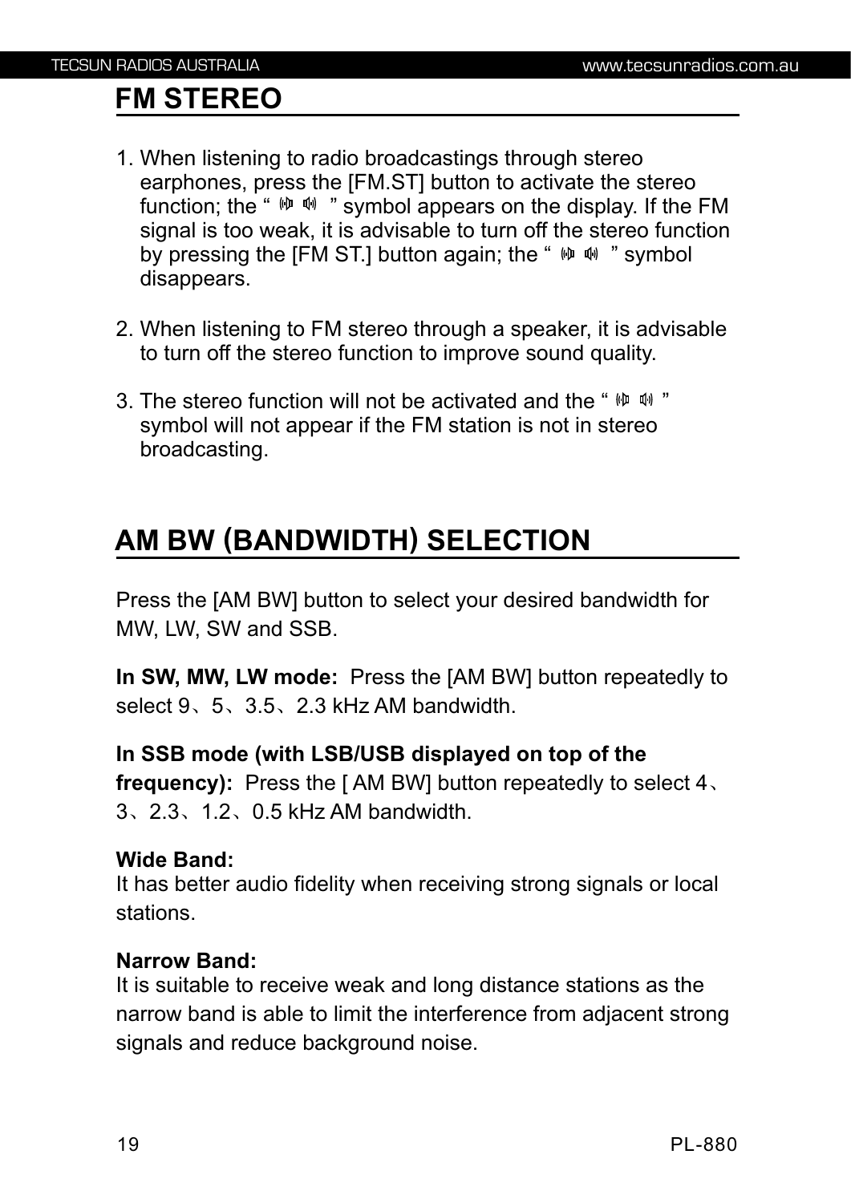## FM STEREO

1. When listening to radio broadcastings through stereo earphones, press the [FM.ST] button to activate the stereo function; the " 🕪🕪 " symbol appears on the display. If the FM signal is too weak, it is advisable to turn off the stereo function by pressing the [FM ST.] button again; the " 🕪🕪 " symbol disappears.

2. When listening to FM stereo through a speaker, it is advisable to turn off the stereo function to improve sound quality.

3. The stereo function will not be activated and the " 🕪🕪 " symbol will not appear if the FM station is not in stereo broadcasting.

## AM BW (BANDWIDTH) SELECTION

Press the [AM BW] button to select your desired bandwidth for MW, LW, SW and SSB.

**In SW, MW, LW mode:** Press the [AM BW] button repeatedly to select 9、5、3.5、2.3 kHz AM bandwidth.

**In SSB mode (with LSB/USB displayed on top of the frequency):** Press the [ AM BW] button repeatedly to select 4、3、2.3、1.2、0.5 kHz AM bandwidth.

**Wide Band:**
It has better audio fidelity when receiving strong signals or local stations.

**Narrow Band:**
It is suitable to receive weak and long distance stations as the narrow band is able to limit the interference from adjacent strong signals and reduce background noise.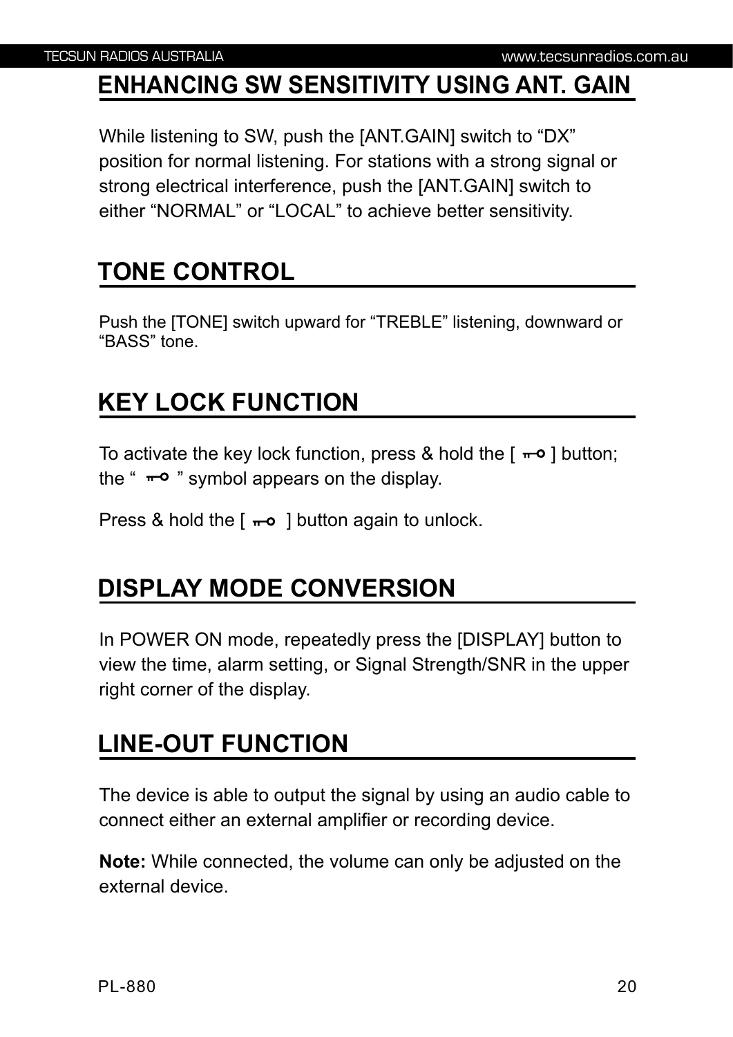## ENHANCING SW SENSITIVITY USING ANT. GAIN

While listening to SW, push the [ANT.GAIN] switch to “DX” position for normal listening. For stations with a strong signal or strong electrical interference, push the [ANT.GAIN] switch to either “NORMAL” or “LOCAL” to achieve better sensitivity.

## TONE CONTROL

Push the [TONE] switch upward for “TREBLE” listening, downward or “BASS” tone.

## KEY LOCK FUNCTION

To activate the key lock function, press & hold the [ ⊸ ] button; the “ ⊸ ” symbol appears on the display.

Press & hold the [ ⊸ ] button again to unlock.

## DISPLAY MODE CONVERSION

In POWER ON mode, repeatedly press the [DISPLAY] button to view the time, alarm setting, or Signal Strength/SNR in the upper right corner of the display.

## LINE-OUT FUNCTION

The device is able to output the signal by using an audio cable to connect either an external amplifier or recording device.

**Note:** While connected, the volume can only be adjusted on the external device.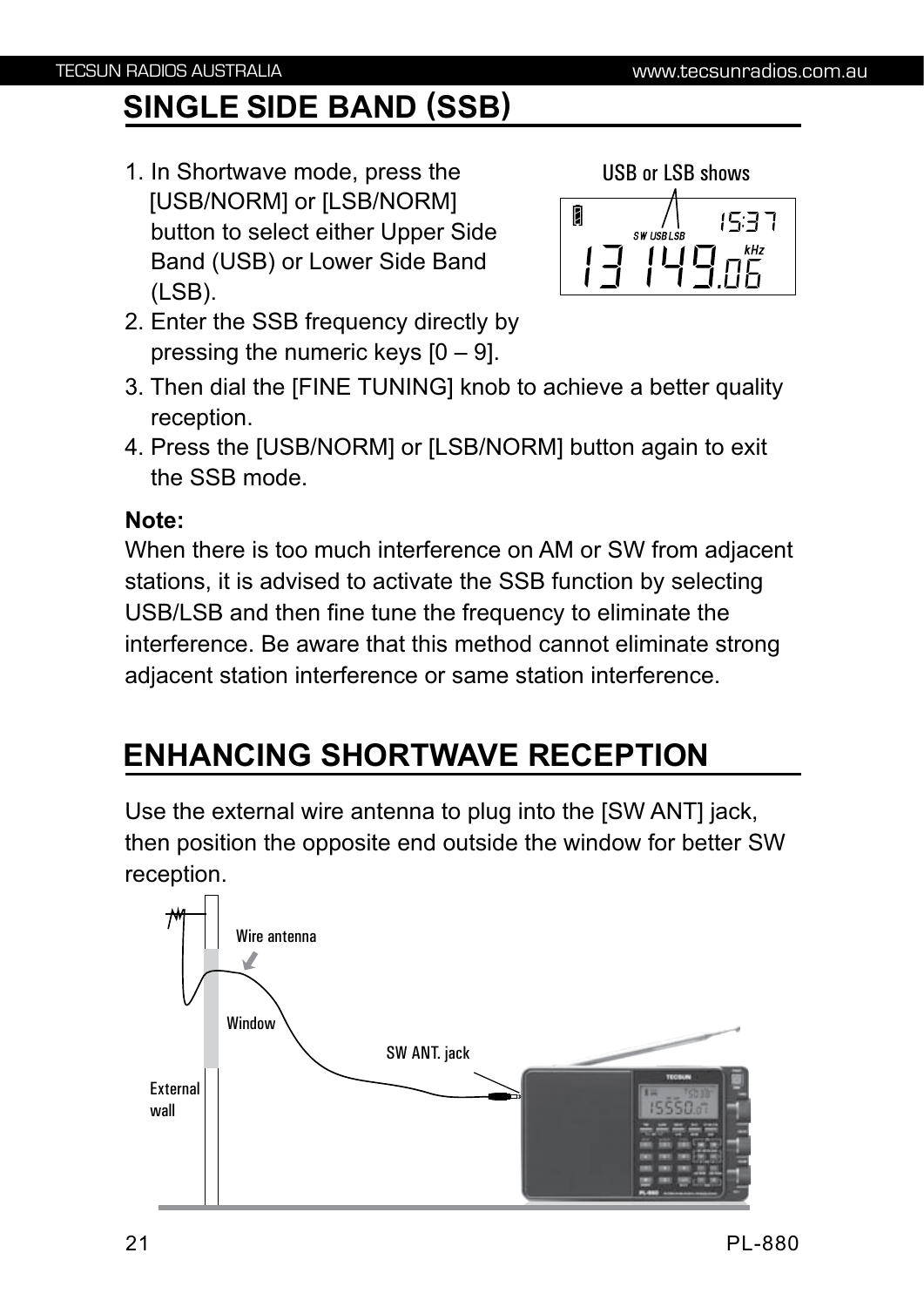## SINGLE SIDE BAND (SSB)

1. In Shortwave mode, press the [USB/NORM] or [LSB/NORM] button to select either Upper Side Band (USB) or Lower Side Band (LSB).
2. Enter the SSB frequency directly by pressing the numeric keys [0 – 9].
3. Then dial the [FINE TUNING] knob to achieve a better quality reception.
4. Press the [USB/NORM] or [LSB/NORM] button again to exit the SSB mode.

USB or LSB shows

**Note:**
When there is too much interference on AM or SW from adjacent stations, it is advised to activate the SSB function by selecting USB/LSB and then fine tune the frequency to eliminate the interference. Be aware that this method cannot eliminate strong adjacent station interference or same station interference.

## ENHANCING SHORTWAVE RECEPTION

Use the external wire antenna to plug into the [SW ANT] jack, then position the opposite end outside the window for better SW reception.

Wire antenna

Window

SW ANT. jack

External wall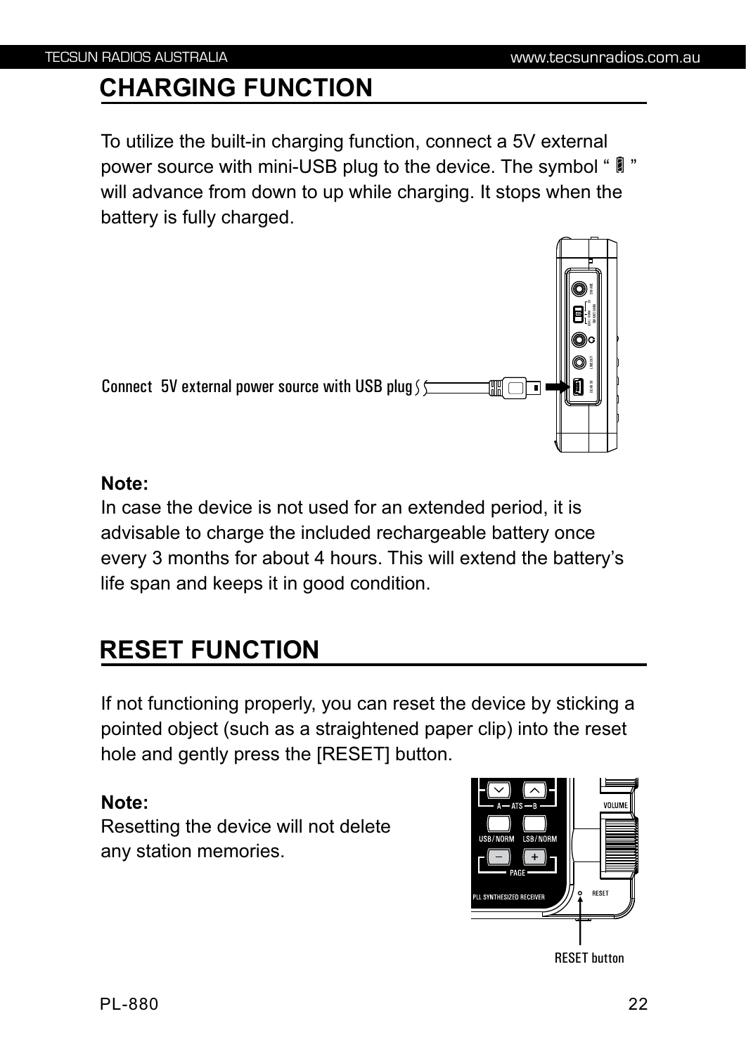## CHARGING FUNCTION

To utilize the built-in charging function, connect a 5V external power source with mini-USB plug to the device. The symbol " ▯ " will advance from down to up while charging. It stops when the battery is fully charged.

Connect 5V external power source with USB plug

**Note:**
In case the device is not used for an extended period, it is advisable to charge the included rechargeable battery once every 3 months for about 4 hours. This will extend the battery's life span and keeps it in good condition.

## RESET FUNCTION

If not functioning properly, you can reset the device by sticking a pointed object (such as a straightened paper clip) into the reset hole and gently press the [RESET] button.

**Note:**
Resetting the device will not delete any station memories.

RESET button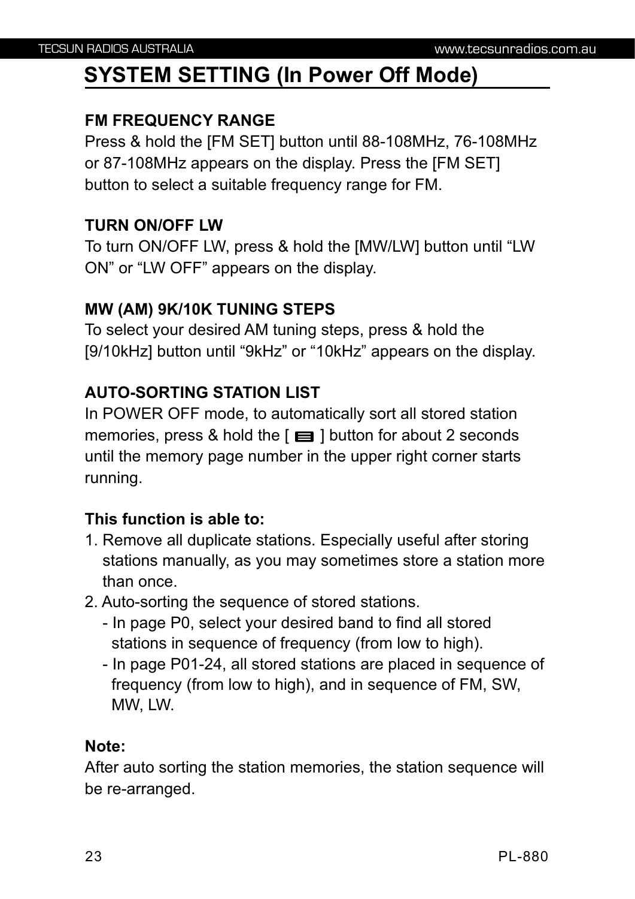## SYSTEM SETTING (In Power Off Mode)

**FM FREQUENCY RANGE**

Press & hold the [FM SET] button until 88-108MHz, 76-108MHz or 87-108MHz appears on the display. Press the [FM SET] button to select a suitable frequency range for FM.

**TURN ON/OFF LW**

To turn ON/OFF LW, press & hold the [MW/LW] button until “LW ON” or “LW OFF” appears on the display.

**MW (AM) 9K/10K TUNING STEPS**

To select your desired AM tuning steps, press & hold the [9/10kHz] button until “9kHz” or “10kHz” appears on the display.

**AUTO-SORTING STATION LIST**

In POWER OFF mode, to automatically sort all stored station memories, press & hold the [ ▤ ] button for about 2 seconds until the memory page number in the upper right corner starts running.

**This function is able to:**

1. Remove all duplicate stations. Especially useful after storing stations manually, as you may sometimes store a station more than once.
2. Auto-sorting the sequence of stored stations.
   - In page P0, select your desired band to find all stored stations in sequence of frequency (from low to high).
   - In page P01-24, all stored stations are placed in sequence of frequency (from low to high), and in sequence of FM, SW, MW, LW.

**Note:**

After auto sorting the station memories, the station sequence will be re-arranged.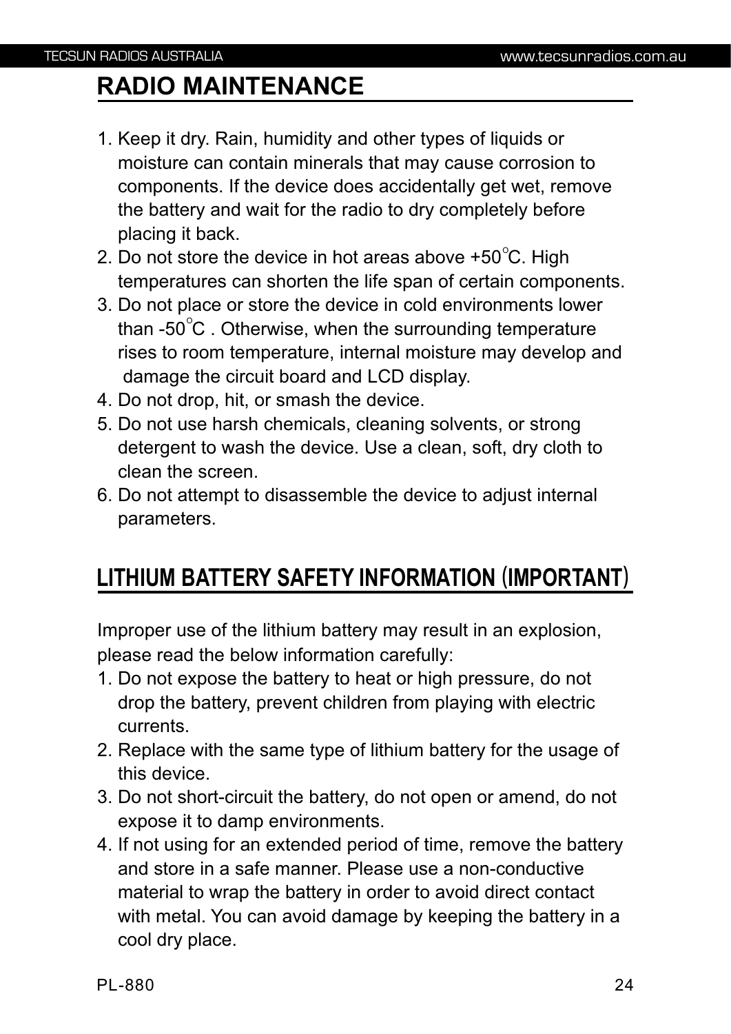## RADIO MAINTENANCE

1. Keep it dry. Rain, humidity and other types of liquids or moisture can contain minerals that may cause corrosion to components. If the device does accidentally get wet, remove the battery and wait for the radio to dry completely before placing it back.
2. Do not store the device in hot areas above +50°C. High temperatures can shorten the life span of certain components.
3. Do not place or store the device in cold environments lower than -50°C . Otherwise, when the surrounding temperature rises to room temperature, internal moisture may develop and damage the circuit board and LCD display.
4. Do not drop, hit, or smash the device.
5. Do not use harsh chemicals, cleaning solvents, or strong detergent to wash the device. Use a clean, soft, dry cloth to clean the screen.
6. Do not attempt to disassemble the device to adjust internal parameters.

## LITHIUM BATTERY SAFETY INFORMATION (IMPORTANT)

Improper use of the lithium battery may result in an explosion, please read the below information carefully:

1. Do not expose the battery to heat or high pressure, do not drop the battery, prevent children from playing with electric currents.
2. Replace with the same type of lithium battery for the usage of this device.
3. Do not short-circuit the battery, do not open or amend, do not expose it to damp environments.
4. If not using for an extended period of time, remove the battery and store in a safe manner. Please use a non-conductive material to wrap the battery in order to avoid direct contact with metal. You can avoid damage by keeping the battery in a cool dry place.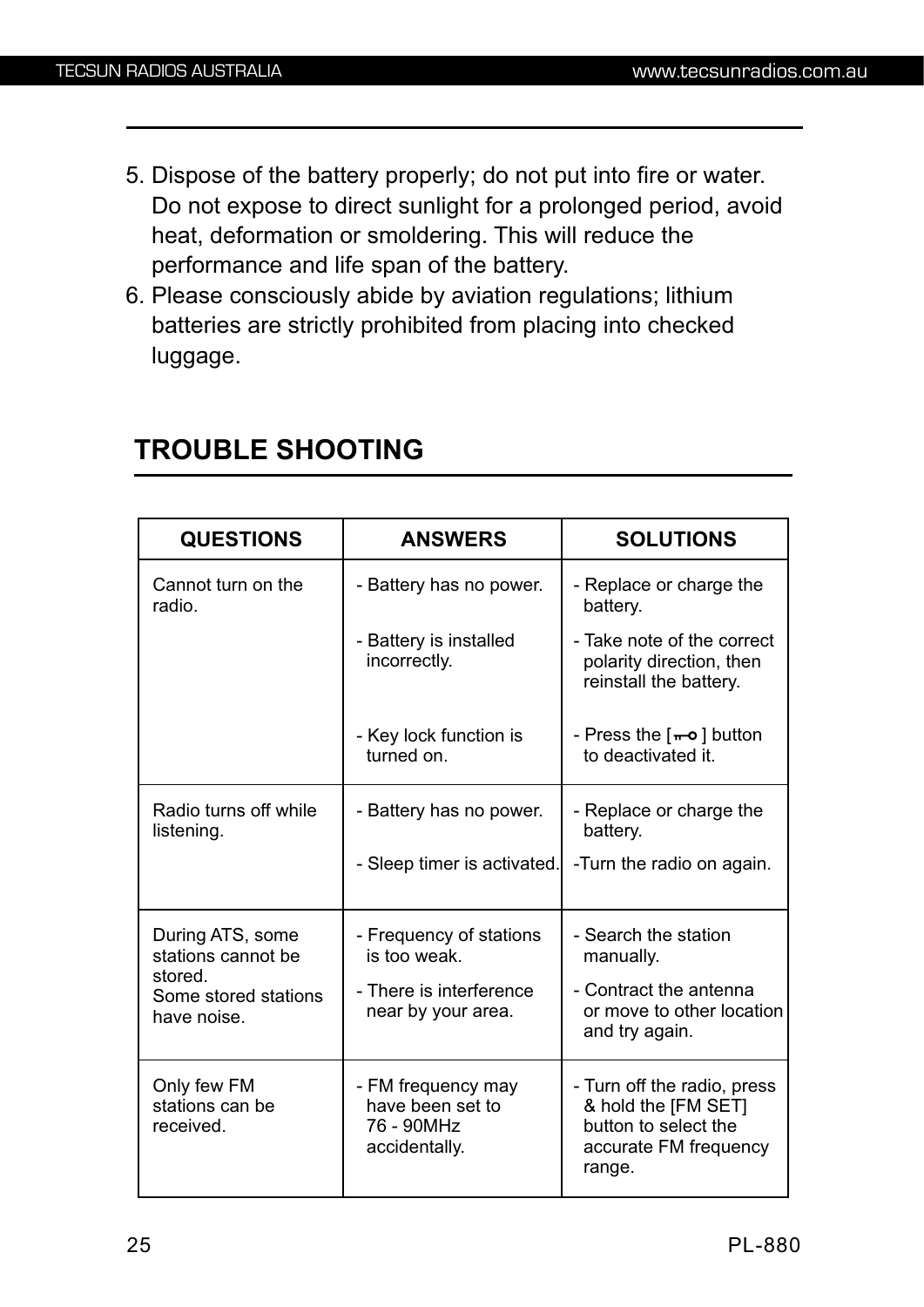5. Dispose of the battery properly; do not put into fire or water. Do not expose to direct sunlight for a prolonged period, avoid heat, deformation or smoldering. This will reduce the performance and life span of the battery.
6. Please consciously abide by aviation regulations; lithium batteries are strictly prohibited from placing into checked luggage.

## TROUBLE SHOOTING

| QUESTIONS | ANSWERS | SOLUTIONS |
|---|---|---|
| Cannot turn on the radio. | - Battery has no power.<br>- Battery is installed incorrectly.<br>- Key lock function is turned on. | - Replace or charge the battery.<br>- Take note of the correct polarity direction, then reinstall the battery.<br>- Press the [ ⊸ ] button to deactivated it. |
| Radio turns off while listening. | - Battery has no power.<br>- Sleep timer is activated. | - Replace or charge the battery.<br>-Turn the radio on again. |
| During ATS, some stations cannot be stored.<br>Some stored stations have noise. | - Frequency of stations is too weak.<br>- There is interference near by your area. | - Search the station manually.<br>- Contract the antenna or move to other location and try again. |
| Only few FM stations can be received. | - FM frequency may have been set to 76 - 90MHz accidentally. | - Turn off the radio, press & hold the [FM SET] button to select the accurate FM frequency range. |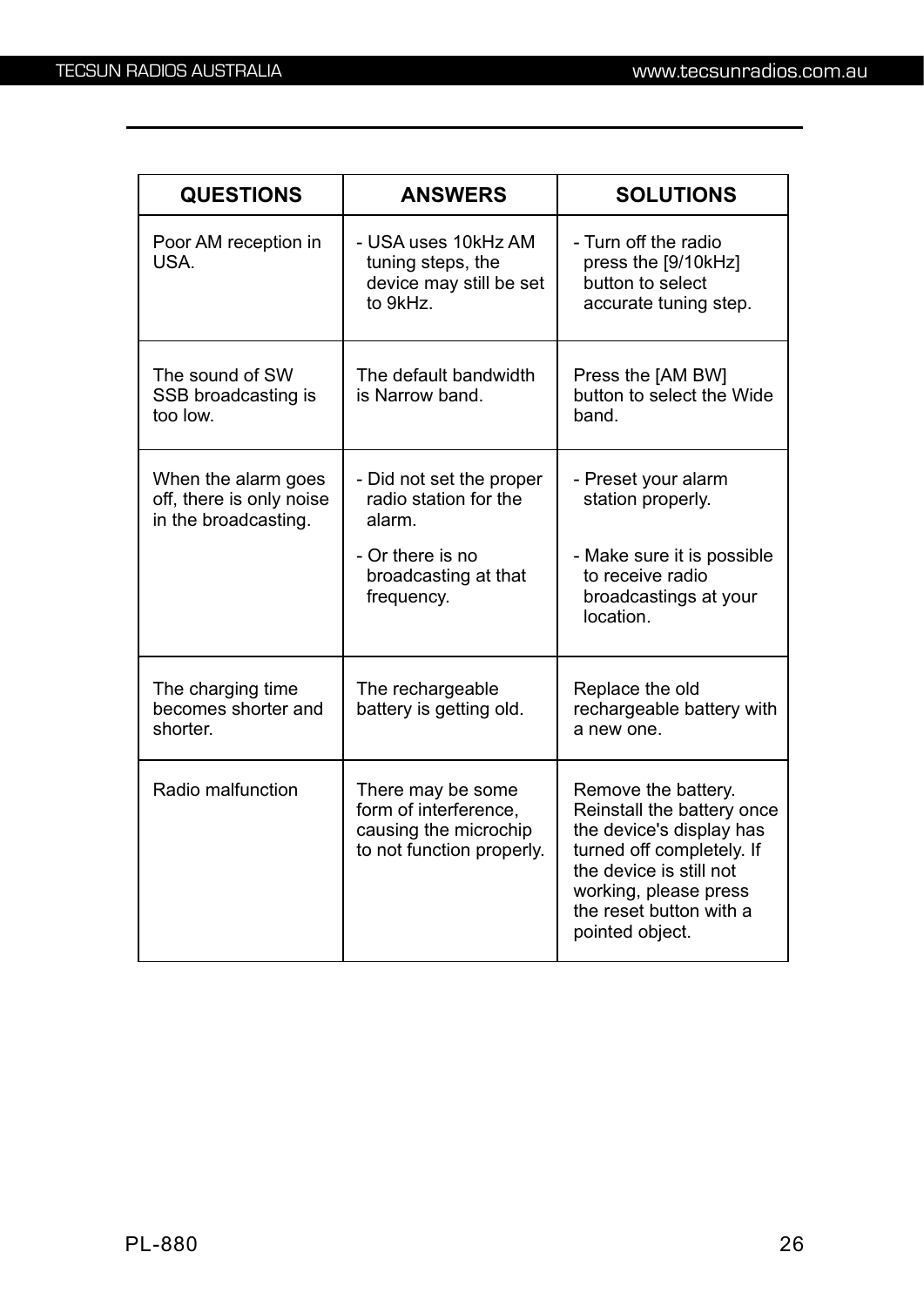| QUESTIONS | ANSWERS | SOLUTIONS |
|---|---|---|
| Poor AM reception in USA. | - USA uses 10kHz AM tuning steps, the device may still be set to 9kHz. | - Turn off the radio press the [9/10kHz] button to select accurate tuning step. |
| The sound of SW SSB broadcasting is too low. | The default bandwidth is Narrow band. | Press the [AM BW] button to select the Wide band. |
| When the alarm goes off, there is only noise in the broadcasting. | - Did not set the proper radio station for the alarm.<br>- Or there is no broadcasting at that frequency. | - Preset your alarm station properly.<br>- Make sure it is possible to receive radio broadcastings at your location. |
| The charging time becomes shorter and shorter. | The rechargeable battery is getting old. | Replace the old rechargeable battery with a new one. |
| Radio malfunction | There may be some form of interference, causing the microchip to not function properly. | Remove the battery. Reinstall the battery once the device's display has turned off completely. If the device is still not working, please press the reset button with a pointed object. |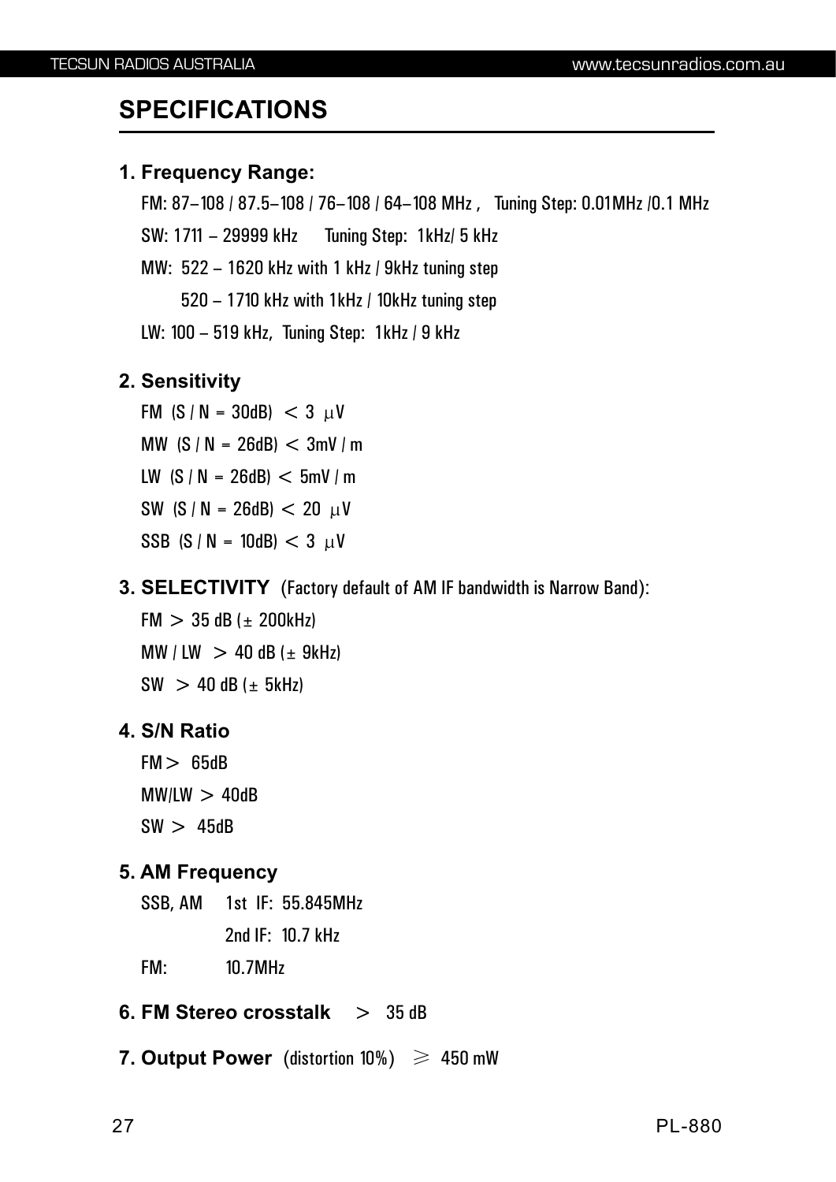## SPECIFICATIONS

### 1. Frequency Range:

FM: 87–108 / 87.5–108 / 76–108 / 64–108 MHz , Tuning Step: 0.01MHz /0.1 MHz

SW: 1711 – 29999 kHz Tuning Step: 1kHz/ 5 kHz

MW: 522 – 1620 kHz with 1 kHz / 9kHz tuning step

520 – 1710 kHz with 1kHz / 10kHz tuning step

LW: 100 – 519 kHz, Tuning Step: 1kHz / 9 kHz

### 2. Sensitivity

FM (S / N = 30dB) < 3 μV

MW (S / N = 26dB) < 3mV / m

LW (S / N = 26dB) < 5mV / m

SW (S / N = 26dB) < 20 μV

SSB (S / N = 10dB) < 3 μV

### 3. SELECTIVITY (Factory default of AM IF bandwidth is Narrow Band):

FM > 35 dB (± 200kHz)

MW / LW > 40 dB (± 9kHz)

SW > 40 dB (± 5kHz)

### 4. S/N Ratio

FM > 65dB

MW/LW > 40dB

SW > 45dB

### 5. AM Frequency

SSB, AM 1st IF: 55.845MHz

2nd IF: 10.7 kHz

FM: 10.7MHz

### 6. FM Stereo crosstalk > 35 dB

### 7. Output Power (distortion 10%) ≥ 450 mW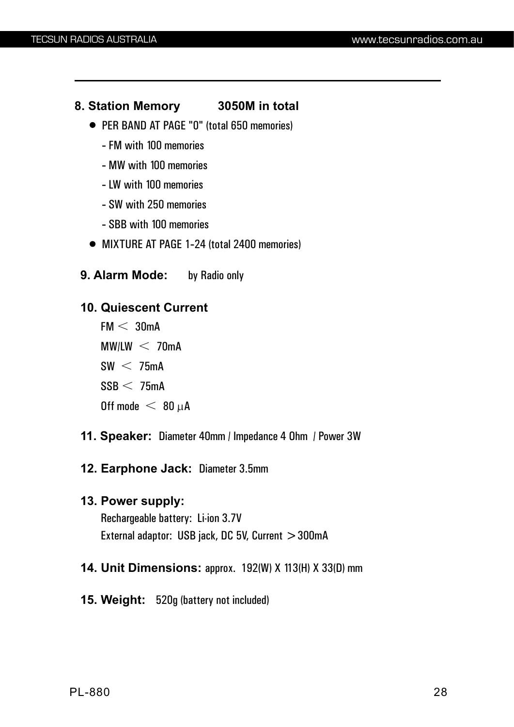**8. Station Memory 3050M in total**

- PER BAND AT PAGE "0" (total 650 memories)
  - FM with 100 memories
  - MW with 100 memories
  - LW with 100 memories
  - SW with 250 memories
  - SBB with 100 memories
- MIXTURE AT PAGE 1-24 (total 2400 memories)

**9. Alarm Mode:** by Radio only

**10. Quiescent Current**

FM ＜ 30mA

MW/LW ＜ 70mA

SW ＜ 75mA

SSB ＜ 75mA

Off mode ＜ 80 μA

**11. Speaker:** Diameter 40mm / Impedance 4 Ohm / Power 3W

**12. Earphone Jack:** Diameter 3.5mm

**13. Power supply:**

Rechargeable battery: Li-ion 3.7V

External adaptor: USB jack, DC 5V, Current ＞300mA

**14. Unit Dimensions:** approx. 192(W) X 113(H) X 33(D) mm

**15. Weight:** 520g (battery not included)